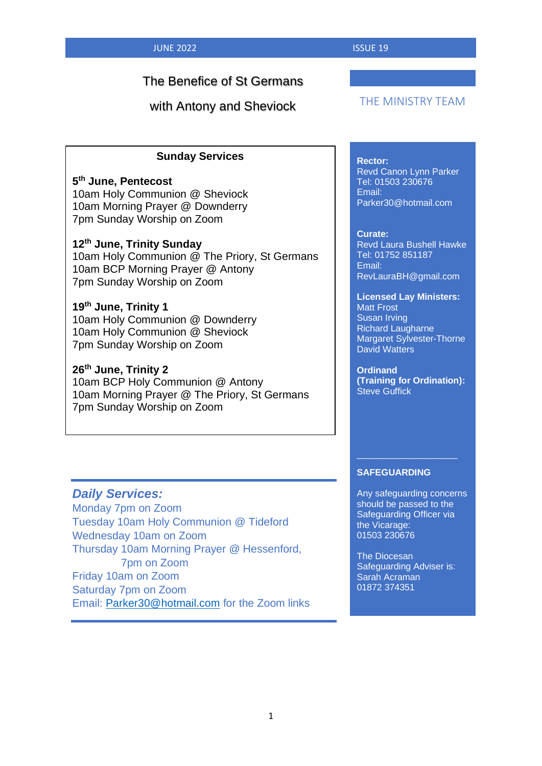JUNE 2022 ISSUE 19

# The Benefice of St Germans with Antony and Sheviock

## Sunday Services

**5th June, Pentecost**
10am Holy Communion @ Sheviock
10am Morning Prayer @ Downderry
7pm Sunday Worship on Zoom

**12th June, Trinity Sunday**
10am Holy Communion @ The Priory, St Germans
10am BCP Morning Prayer @ Antony
7pm Sunday Worship on Zoom

**19th June, Trinity 1**
10am Holy Communion @ Downderry
10am Holy Communion @ Sheviock
7pm Sunday Worship on Zoom

**26th June, Trinity 2**
10am BCP Holy Communion @ Antony
10am Morning Prayer @ The Priory, St Germans
7pm Sunday Worship on Zoom

## *Daily Services:*

Monday 7pm on Zoom
Tuesday 10am Holy Communion @ Tideford
Wednesday 10am on Zoom
Thursday 10am Morning Prayer @ Hessenford,
7pm on Zoom
Friday 10am on Zoom
Saturday 7pm on Zoom
Email: Parker30@hotmail.com for the Zoom links

## THE MINISTRY TEAM

**Rector:**
Revd Canon Lynn Parker
Tel: 01503 230676
Email:
Parker30@hotmail.com

**Curate:**
Revd Laura Bushell Hawke
Tel: 01752 851187
Email:
RevLauraBH@gmail.com

**Licensed Lay Ministers:**
Matt Frost
Susan Irving
Richard Laugharne
Margaret Sylvester-Thorne
David Watters

**Ordinand (Training for Ordination):**
Steve Guffick

---

**SAFEGUARDING**

Any safeguarding concerns should be passed to the Safeguarding Officer via the Vicarage:
01503 230676

The Diocesan Safeguarding Adviser is:
Sarah Acraman
01872 374351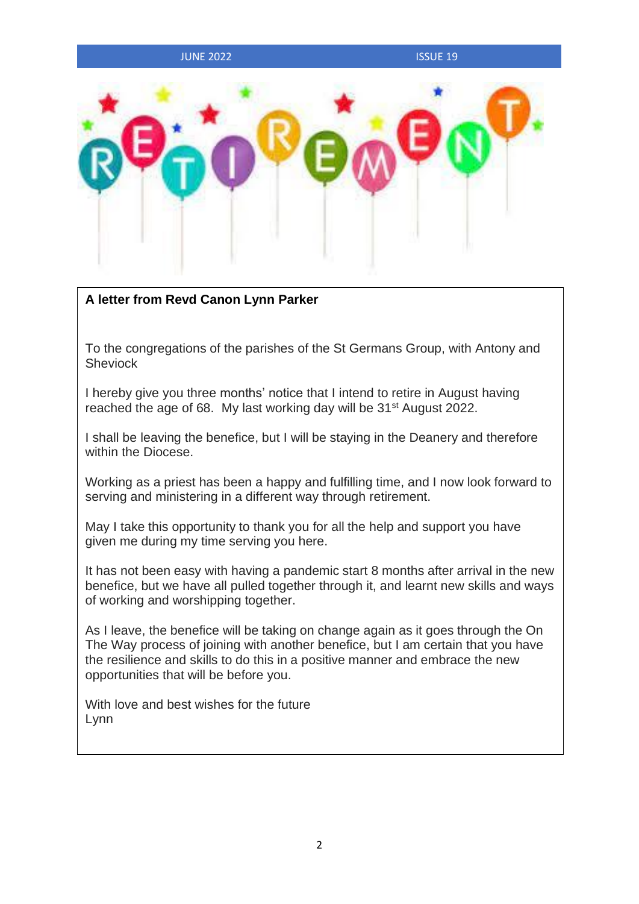## A letter from Revd Canon Lynn Parker

To the congregations of the parishes of the St Germans Group, with Antony and Sheviock

I hereby give you three months' notice that I intend to retire in August having reached the age of 68. My last working day will be 31st August 2022.

I shall be leaving the benefice, but I will be staying in the Deanery and therefore within the Diocese.

Working as a priest has been a happy and fulfilling time, and I now look forward to serving and ministering in a different way through retirement.

May I take this opportunity to thank you for all the help and support you have given me during my time serving you here.

It has not been easy with having a pandemic start 8 months after arrival in the new benefice, but we have all pulled together through it, and learnt new skills and ways of working and worshipping together.

As I leave, the benefice will be taking on change again as it goes through the On The Way process of joining with another benefice, but I am certain that you have the resilience and skills to do this in a positive manner and embrace the new opportunities that will be before you.

With love and best wishes for the future
Lynn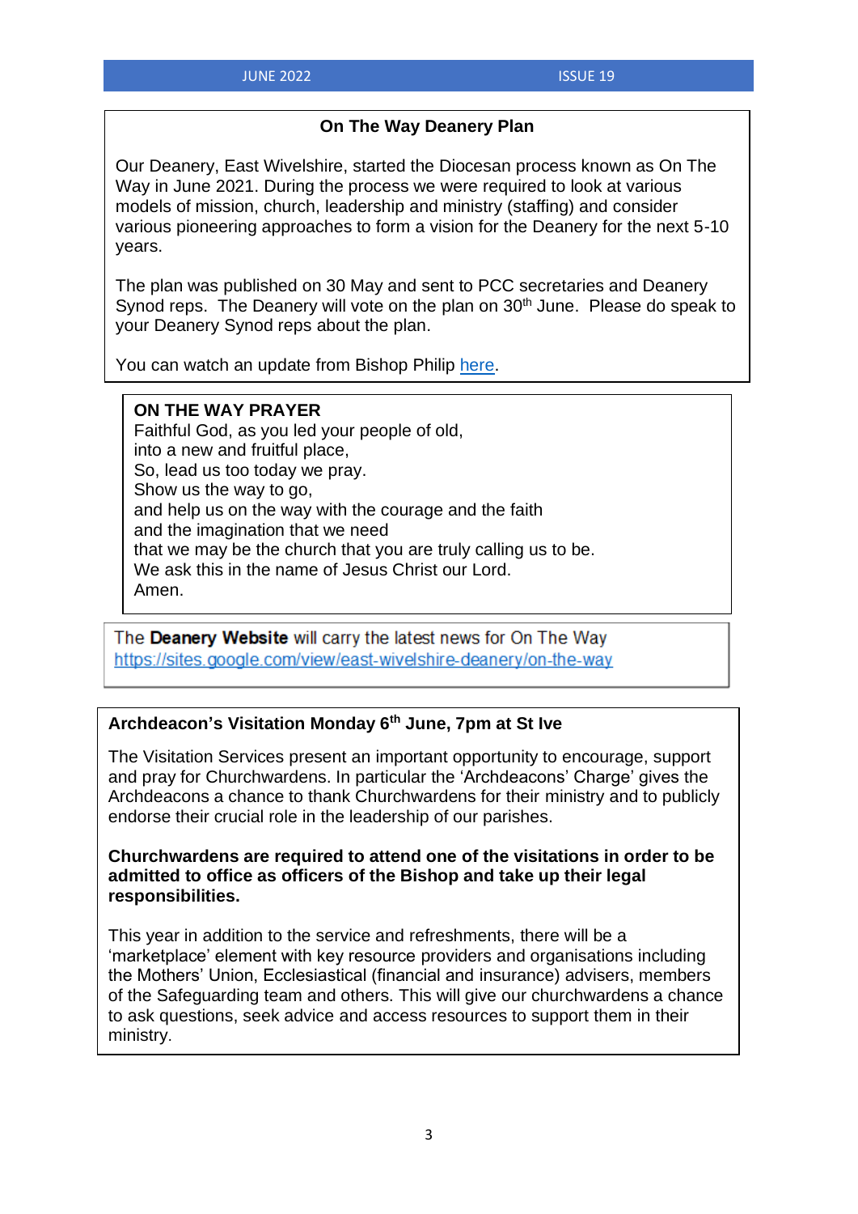## On The Way Deanery Plan

Our Deanery, East Wivelshire, started the Diocesan process known as On The Way in June 2021. During the process we were required to look at various models of mission, church, leadership and ministry (staffing) and consider various pioneering approaches to form a vision for the Deanery for the next 5-10 years.

The plan was published on 30 May and sent to PCC secretaries and Deanery Synod reps. The Deanery will vote on the plan on 30th June. Please do speak to your Deanery Synod reps about the plan.

You can watch an update from Bishop Philip here.

**ON THE WAY PRAYER**

Faithful God, as you led your people of old,
into a new and fruitful place,
So, lead us too today we pray.
Show us the way to go,
and help us on the way with the courage and the faith
and the imagination that we need
that we may be the church that you are truly calling us to be.
We ask this in the name of Jesus Christ our Lord.
Amen.

The **Deanery Website** will carry the latest news for On The Way
https://sites.google.com/view/east-wivelshire-deanery/on-the-way

## Archdeacon's Visitation Monday 6th June, 7pm at St Ive

The Visitation Services present an important opportunity to encourage, support and pray for Churchwardens. In particular the 'Archdeacons' Charge' gives the Archdeacons a chance to thank Churchwardens for their ministry and to publicly endorse their crucial role in the leadership of our parishes.

**Churchwardens are required to attend one of the visitations in order to be admitted to office as officers of the Bishop and take up their legal responsibilities.**

This year in addition to the service and refreshments, there will be a 'marketplace' element with key resource providers and organisations including the Mothers' Union, Ecclesiastical (financial and insurance) advisers, members of the Safeguarding team and others. This will give our churchwardens a chance to ask questions, seek advice and access resources to support them in their ministry.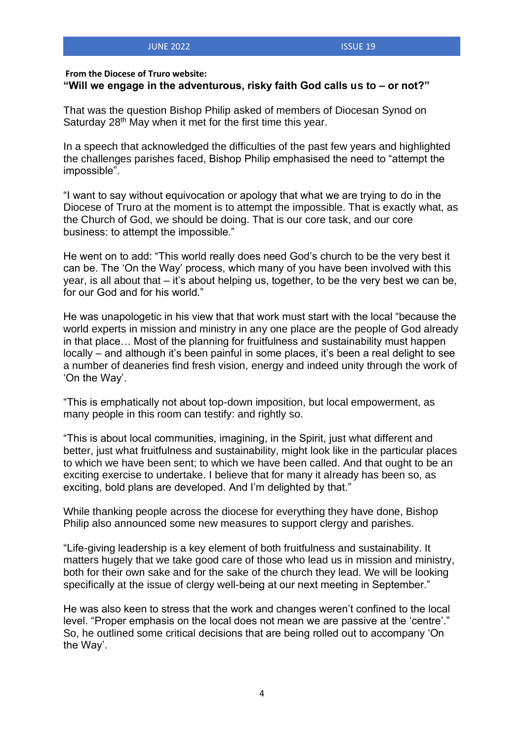**From the Diocese of Truro website:**

**"Will we engage in the adventurous, risky faith God calls us to – or not?"**

That was the question Bishop Philip asked of members of Diocesan Synod on Saturday 28th May when it met for the first time this year.

In a speech that acknowledged the difficulties of the past few years and highlighted the challenges parishes faced, Bishop Philip emphasised the need to "attempt the impossible".

"I want to say without equivocation or apology that what we are trying to do in the Diocese of Truro at the moment is to attempt the impossible. That is exactly what, as the Church of God, we should be doing. That is our core task, and our core business: to attempt the impossible."

He went on to add: "This world really does need God's church to be the very best it can be. The 'On the Way' process, which many of you have been involved with this year, is all about that – it's about helping us, together, to be the very best we can be, for our God and for his world."

He was unapologetic in his view that that work must start with the local "because the world experts in mission and ministry in any one place are the people of God already in that place… Most of the planning for fruitfulness and sustainability must happen locally – and although it's been painful in some places, it's been a real delight to see a number of deaneries find fresh vision, energy and indeed unity through the work of 'On the Way'.

"This is emphatically not about top-down imposition, but local empowerment, as many people in this room can testify: and rightly so.

"This is about local communities, imagining, in the Spirit, just what different and better, just what fruitfulness and sustainability, might look like in the particular places to which we have been sent; to which we have been called. And that ought to be an exciting exercise to undertake. I believe that for many it already has been so, as exciting, bold plans are developed. And I'm delighted by that."

While thanking people across the diocese for everything they have done, Bishop Philip also announced some new measures to support clergy and parishes.

"Life-giving leadership is a key element of both fruitfulness and sustainability. It matters hugely that we take good care of those who lead us in mission and ministry, both for their own sake and for the sake of the church they lead. We will be looking specifically at the issue of clergy well-being at our next meeting in September."

He was also keen to stress that the work and changes weren't confined to the local level. "Proper emphasis on the local does not mean we are passive at the 'centre'." So, he outlined some critical decisions that are being rolled out to accompany 'On the Way'.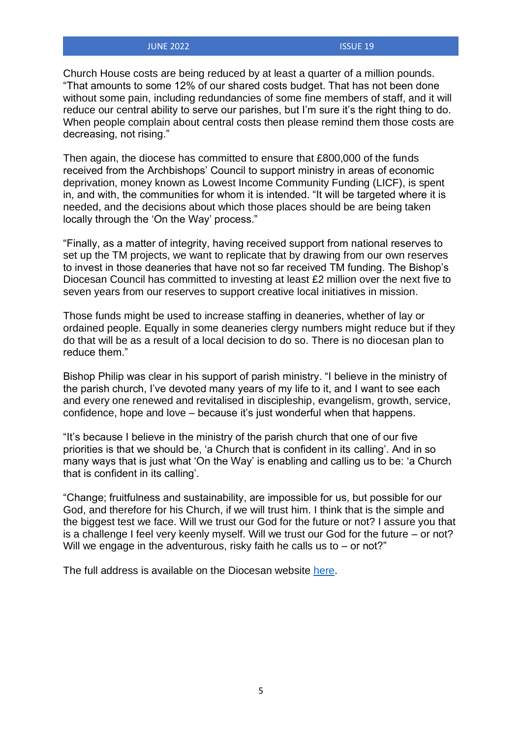Church House costs are being reduced by at least a quarter of a million pounds. “That amounts to some 12% of our shared costs budget. That has not been done without some pain, including redundancies of some fine members of staff, and it will reduce our central ability to serve our parishes, but I’m sure it’s the right thing to do. When people complain about central costs then please remind them those costs are decreasing, not rising.”

Then again, the diocese has committed to ensure that £800,000 of the funds received from the Archbishops’ Council to support ministry in areas of economic deprivation, money known as Lowest Income Community Funding (LICF), is spent in, and with, the communities for whom it is intended. “It will be targeted where it is needed, and the decisions about which those places should be are being taken locally through the ‘On the Way’ process.”

“Finally, as a matter of integrity, having received support from national reserves to set up the TM projects, we want to replicate that by drawing from our own reserves to invest in those deaneries that have not so far received TM funding. The Bishop’s Diocesan Council has committed to investing at least £2 million over the next five to seven years from our reserves to support creative local initiatives in mission.

Those funds might be used to increase staffing in deaneries, whether of lay or ordained people. Equally in some deaneries clergy numbers might reduce but if they do that will be as a result of a local decision to do so. There is no diocesan plan to reduce them.”

Bishop Philip was clear in his support of parish ministry. “I believe in the ministry of the parish church, I’ve devoted many years of my life to it, and I want to see each and every one renewed and revitalised in discipleship, evangelism, growth, service, confidence, hope and love – because it’s just wonderful when that happens.

“It’s because I believe in the ministry of the parish church that one of our five priorities is that we should be, ‘a Church that is confident in its calling’. And in so many ways that is just what ‘On the Way’ is enabling and calling us to be: ‘a Church that is confident in its calling’.

“Change; fruitfulness and sustainability, are impossible for us, but possible for our God, and therefore for his Church, if we will trust him. I think that is the simple and the biggest test we face. Will we trust our God for the future or not? I assure you that is a challenge I feel very keenly myself. Will we trust our God for the future – or not? Will we engage in the adventurous, risky faith he calls us to – or not?”

The full address is available on the Diocesan website here.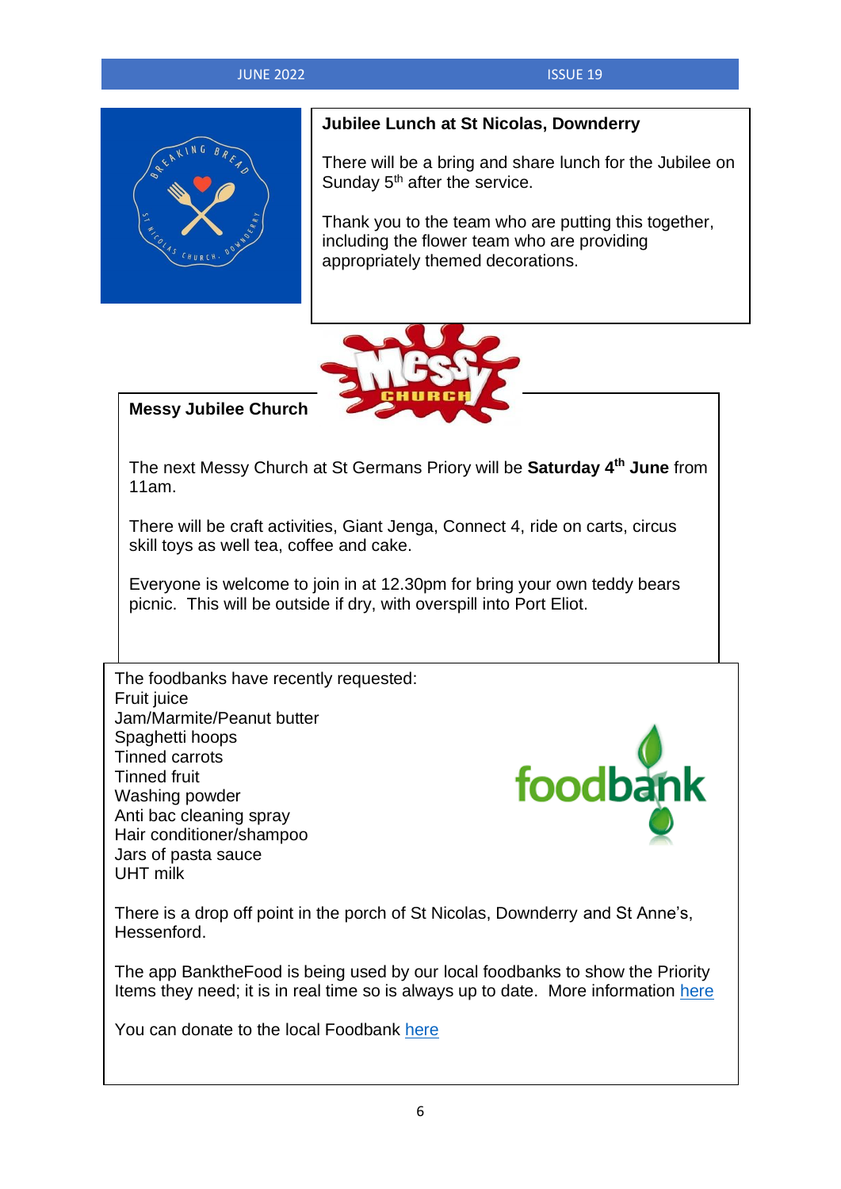## Jubilee Lunch at St Nicolas, Downderry

There will be a bring and share lunch for the Jubilee on Sunday 5th after the service.

Thank you to the team who are putting this together, including the flower team who are providing appropriately themed decorations.

## Messy Jubilee Church

The next Messy Church at St Germans Priory will be **Saturday 4th June** from 11am.

There will be craft activities, Giant Jenga, Connect 4, ride on carts, circus skill toys as well tea, coffee and cake.

Everyone is welcome to join in at 12.30pm for bring your own teddy bears picnic. This will be outside if dry, with overspill into Port Eliot.

The foodbanks have recently requested:
Fruit juice
Jam/Marmite/Peanut butter
Spaghetti hoops
Tinned carrots
Tinned fruit
Washing powder
Anti bac cleaning spray
Hair conditioner/shampoo
Jars of pasta sauce
UHT milk

There is a drop off point in the porch of St Nicolas, Downderry and St Anne's, Hessenford.

The app BanktheFood is being used by our local foodbanks to show the Priority Items they need; it is in real time so is always up to date. More information here

You can donate to the local Foodbank here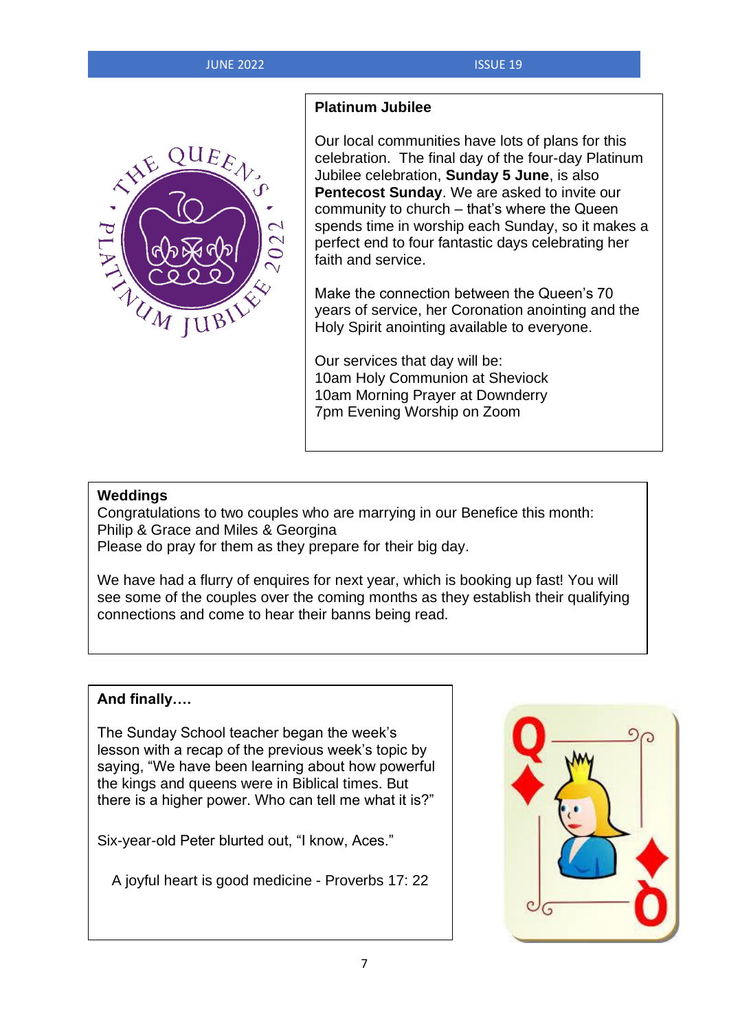## Platinum Jubilee

Our local communities have lots of plans for this celebration. The final day of the four-day Platinum Jubilee celebration, **Sunday 5 June**, is also **Pentecost Sunday**. We are asked to invite our community to church – that's where the Queen spends time in worship each Sunday, so it makes a perfect end to four fantastic days celebrating her faith and service.

Make the connection between the Queen's 70 years of service, her Coronation anointing and the Holy Spirit anointing available to everyone.

Our services that day will be:
10am Holy Communion at Sheviock
10am Morning Prayer at Downderry
7pm Evening Worship on Zoom

## Weddings

Congratulations to two couples who are marrying in our Benefice this month:
Philip & Grace and Miles & Georgina
Please do pray for them as they prepare for their big day.

We have had a flurry of enquires for next year, which is booking up fast! You will see some of the couples over the coming months as they establish their qualifying connections and come to hear their banns being read.

## And finally….

The Sunday School teacher began the week's lesson with a recap of the previous week's topic by saying, "We have been learning about how powerful the kings and queens were in Biblical times. But there is a higher power. Who can tell me what it is?"

Six-year-old Peter blurted out, "I know, Aces."

A joyful heart is good medicine - Proverbs 17: 22